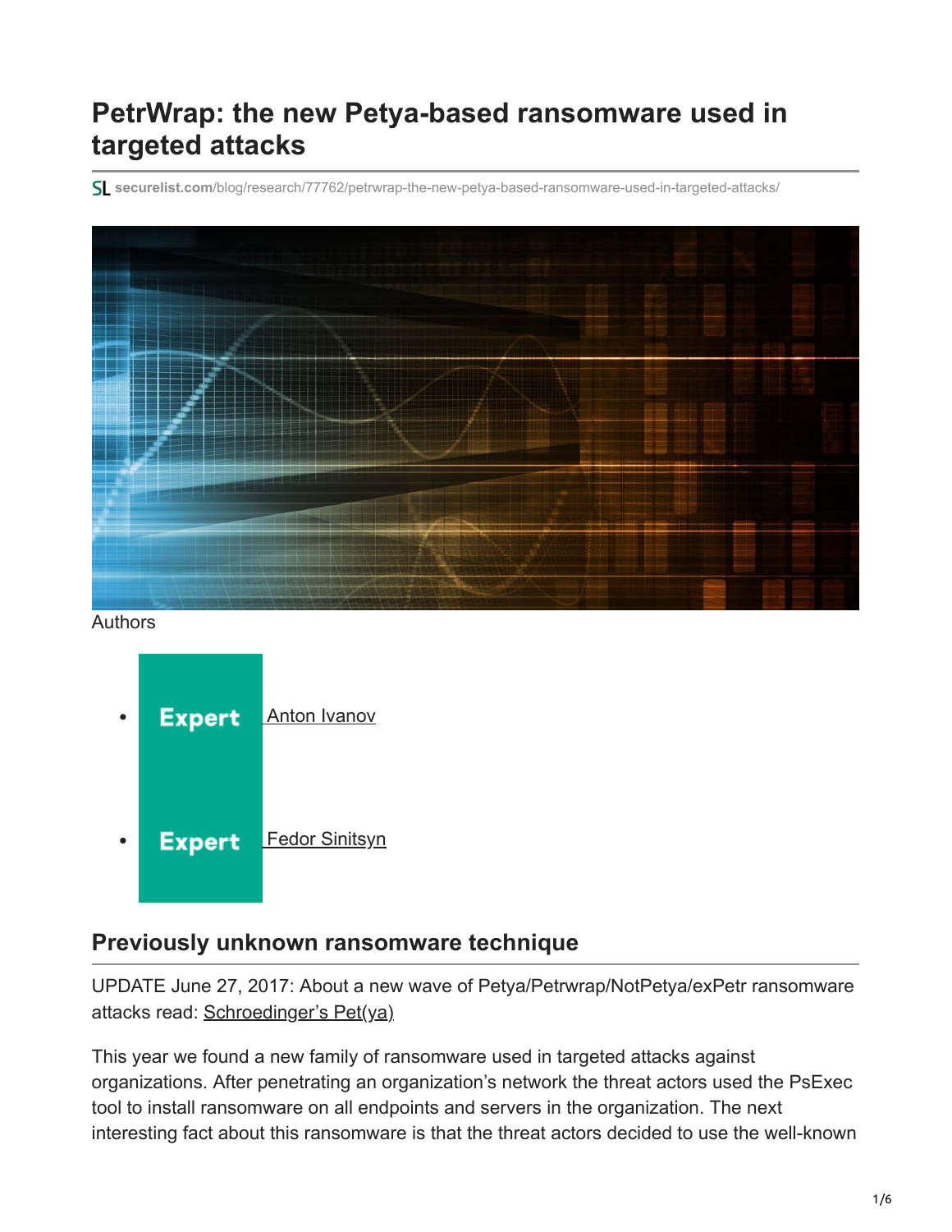# PetrWrap: the new Petya-based ransomware used in targeted attacks

securelist.com/blog/research/77762/petrwrap-the-new-petya-based-ransomware-used-in-targeted-attacks/

Authors

- Expert Anton Ivanov
- Expert Fedor Sinitsyn

## Previously unknown ransomware technique

UPDATE June 27, 2017: About a new wave of Petya/Petrwrap/NotPetya/exPetr ransomware attacks read: Schroedinger's Pet(ya)

This year we found a new family of ransomware used in targeted attacks against organizations. After penetrating an organization's network the threat actors used the PsExec tool to install ransomware on all endpoints and servers in the organization. The next interesting fact about this ransomware is that the threat actors decided to use the well-known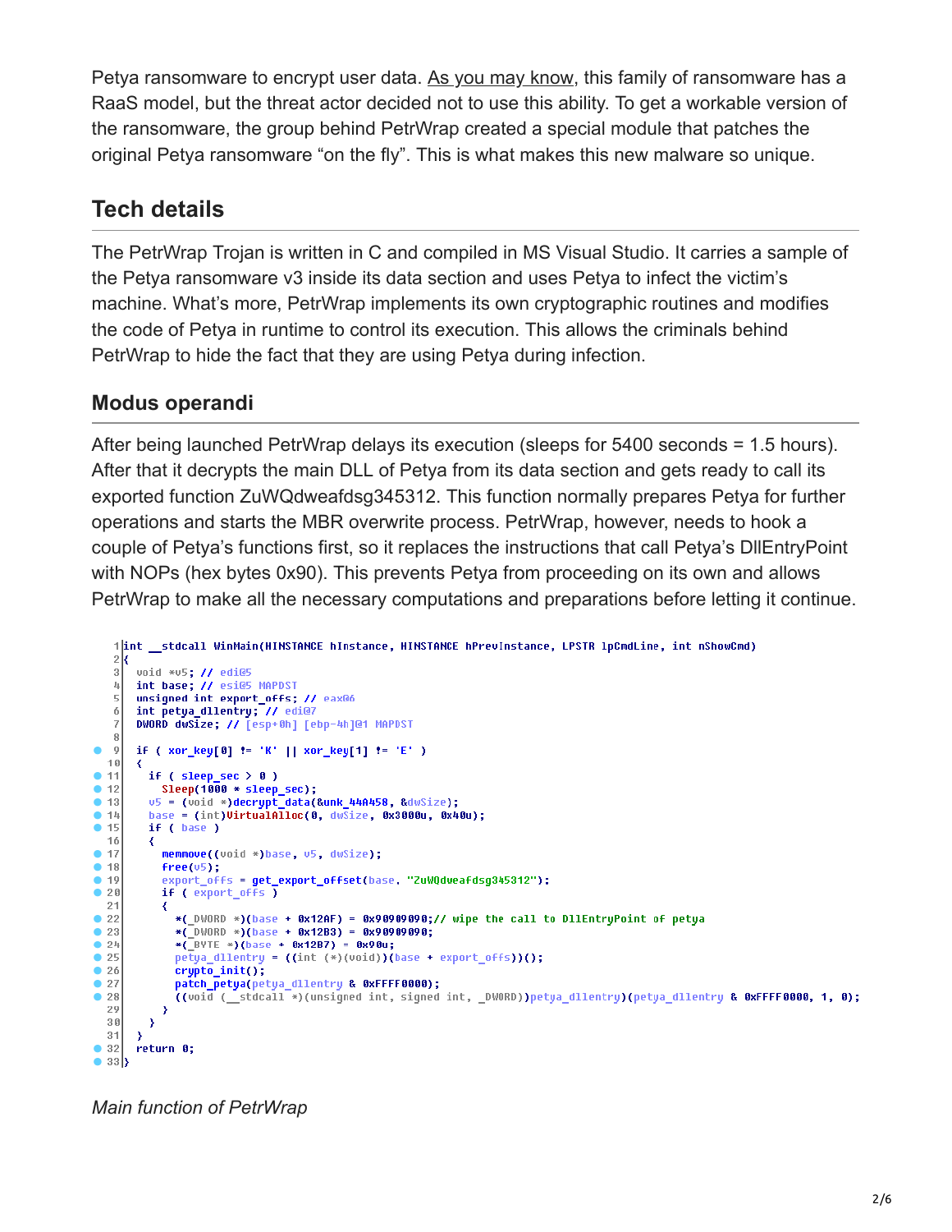Petya ransomware to encrypt user data. As you may know, this family of ransomware has a RaaS model, but the threat actor decided not to use this ability. To get a workable version of the ransomware, the group behind PetrWrap created a special module that patches the original Petya ransomware "on the fly". This is what makes this new malware so unique.

## Tech details

The PetrWrap Trojan is written in C and compiled in MS Visual Studio. It carries a sample of the Petya ransomware v3 inside its data section and uses Petya to infect the victim's machine. What's more, PetrWrap implements its own cryptographic routines and modifies the code of Petya in runtime to control its execution. This allows the criminals behind PetrWrap to hide the fact that they are using Petya during infection.

### Modus operandi

After being launched PetrWrap delays its execution (sleeps for 5400 seconds = 1.5 hours). After that it decrypts the main DLL of Petya from its data section and gets ready to call its exported function ZuWQdweafdsg345312. This function normally prepares Petya for further operations and starts the MBR overwrite process. PetrWrap, however, needs to hook a couple of Petya's functions first, so it replaces the instructions that call Petya's DllEntryPoint with NOPs (hex bytes 0x90). This prevents Petya from proceeding on its own and allows PetrWrap to make all the necessary computations and preparations before letting it continue.

```
 1 int __stdcall WinMain(HINSTANCE hInstance, HINSTANCE hPrevInstance, LPSTR lpCmdLine, int nShowCmd)
 2 {
 3   void *v5; // edi@5
 4   int base; // esi@5 MAPDST
 5   unsigned int export_offs; // eax@6
 6   int petya_dllentry; // edi@7
 7   DWORD dwSize; // [esp+0h] [ebp-4h]@1 MAPDST
 8
 9   if ( xor_key[0] != 'K' || xor_key[1] != 'E' )
10   {
11     if ( sleep_sec > 0 )
12       Sleep(1000 * sleep_sec);
13     v5 = (void *)decrypt_data(&unk_44A458, &dwSize);
14     base = (int)VirtualAlloc(0, dwSize, 0x3000u, 0x40u);
15     if ( base )
16     {
17       memmove((void *)base, v5, dwSize);
18       free(v5);
19       export_offs = get_export_offset(base, "ZuWQdweafdsg345312");
20       if ( export_offs )
21       {
22         *(_DWORD *)(base + 0x12AF) = 0x90909090;// wipe the call to DllEntryPoint of petya
23         *(_DWORD *)(base + 0x12B3) = 0x90909090;
24         *(_BYTE *)(base + 0x12B7) = 0x90u;
25         petya_dllentry = ((int (*)(void))(base + export_offs))();
26         crypto_init();
27         patch_petya(petya_dllentry & 0xFFFF0000);
28         ((void (__stdcall *)(unsigned int, signed int, _DWORD))petya_dllentry)(petya_dllentry & 0xFFFF0000, 1, 0);
29       }
30     }
31   }
32   return 0;
33 }
```

*Main function of PetrWrap*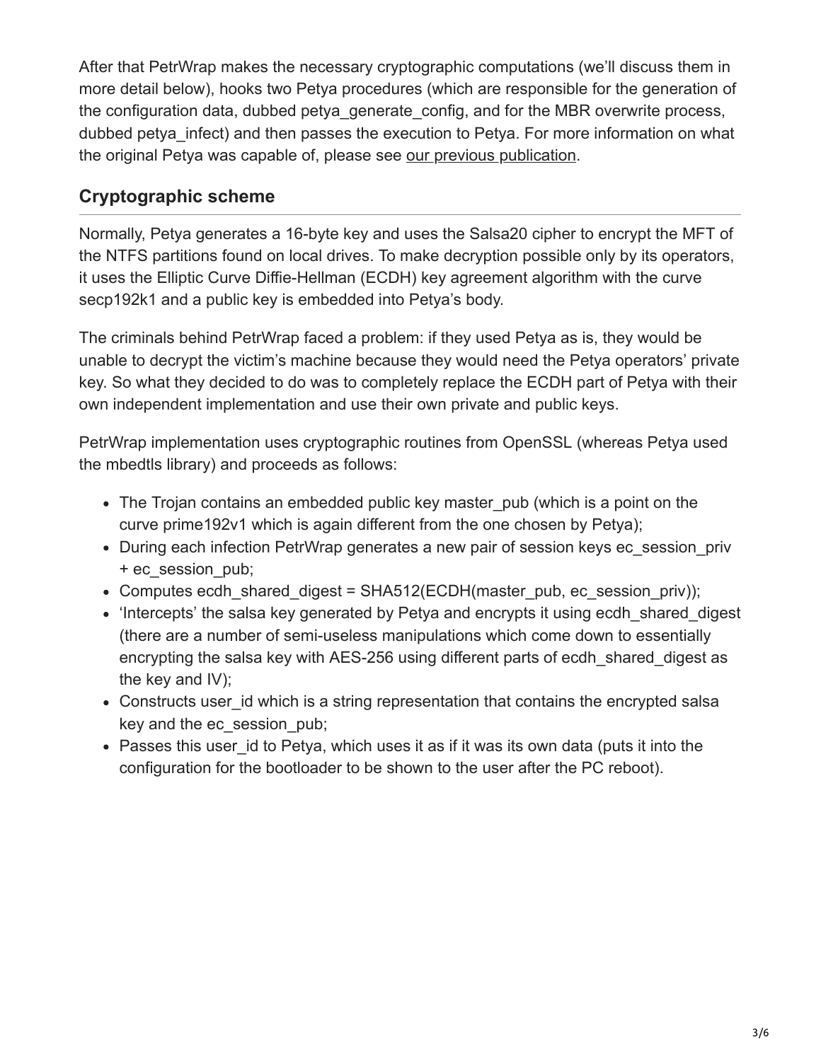After that PetrWrap makes the necessary cryptographic computations (we'll discuss them in more detail below), hooks two Petya procedures (which are responsible for the generation of the configuration data, dubbed petya_generate_config, and for the MBR overwrite process, dubbed petya_infect) and then passes the execution to Petya. For more information on what the original Petya was capable of, please see our previous publication.

## Cryptographic scheme

Normally, Petya generates a 16-byte key and uses the Salsa20 cipher to encrypt the MFT of the NTFS partitions found on local drives. To make decryption possible only by its operators, it uses the Elliptic Curve Diffie-Hellman (ECDH) key agreement algorithm with the curve secp192k1 and a public key is embedded into Petya's body.

The criminals behind PetrWrap faced a problem: if they used Petya as is, they would be unable to decrypt the victim's machine because they would need the Petya operators' private key. So what they decided to do was to completely replace the ECDH part of Petya with their own independent implementation and use their own private and public keys.

PetrWrap implementation uses cryptographic routines from OpenSSL (whereas Petya used the mbedtls library) and proceeds as follows:

- The Trojan contains an embedded public key master_pub (which is a point on the curve prime192v1 which is again different from the one chosen by Petya);
- During each infection PetrWrap generates a new pair of session keys ec_session_priv + ec_session_pub;
- Computes ecdh_shared_digest = SHA512(ECDH(master_pub, ec_session_priv));
- 'Intercepts' the salsa key generated by Petya and encrypts it using ecdh_shared_digest (there are a number of semi-useless manipulations which come down to essentially encrypting the salsa key with AES-256 using different parts of ecdh_shared_digest as the key and IV);
- Constructs user_id which is a string representation that contains the encrypted salsa key and the ec_session_pub;
- Passes this user_id to Petya, which uses it as if it was its own data (puts it into the configuration for the bootloader to be shown to the user after the PC reboot).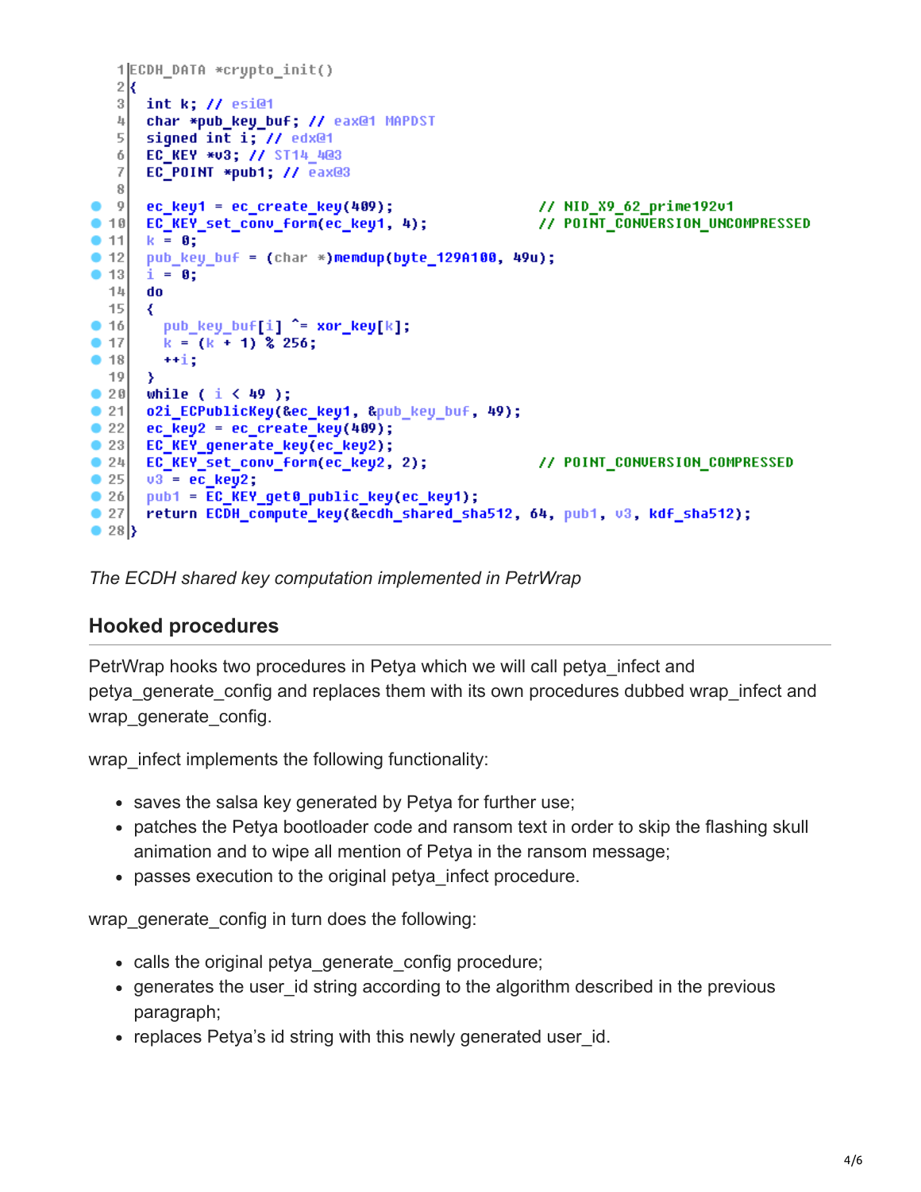```
1 ECDH_DATA *crypto_init()
2 {
3   int k; // esi@1
4   char *pub_key_buf; // eax@1 MAPDST
5   signed int i; // edx@1
6   EC_KEY *v3; // ST14_4@3
7   EC_POINT *pub1; // eax@3
8 
9   ec_key1 = ec_create_key(409);                    // NID_X9_62_prime192v1
10  EC_KEY_set_conv_form(ec_key1, 4);                // POINT_CONVERSION_UNCOMPRESSED
11  k = 0;
12  pub_key_buf = (char *)memdup(byte_129A100, 49u);
13  i = 0;
14  do
15  {
16    pub_key_buf[i] ^= xor_key[k];
17    k = (k + 1) % 256;
18    ++i;
19  }
20  while ( i < 49 );
21  o2i_ECPublicKey(&ec_key1, &pub_key_buf, 49);
22  ec_key2 = ec_create_key(409);
23  EC_KEY_generate_key(ec_key2);
24  EC_KEY_set_conv_form(ec_key2, 2);                // POINT_CONVERSION_COMPRESSED
25  v3 = ec_key2;
26  pub1 = EC_KEY_get0_public_key(ec_key1);
27  return ECDH_compute_key(&ecdh_shared_sha512, 64, pub1, v3, kdf_sha512);
28 }
```

*The ECDH shared key computation implemented in PetrWrap*

## Hooked procedures

PetrWrap hooks two procedures in Petya which we will call petya_infect and petya_generate_config and replaces them with its own procedures dubbed wrap_infect and wrap_generate_config.

wrap_infect implements the following functionality:

- saves the salsa key generated by Petya for further use;
- patches the Petya bootloader code and ransom text in order to skip the flashing skull animation and to wipe all mention of Petya in the ransom message;
- passes execution to the original petya_infect procedure.

wrap_generate_config in turn does the following:

- calls the original petya_generate_config procedure;
- generates the user_id string according to the algorithm described in the previous paragraph;
- replaces Petya's id string with this newly generated user_id.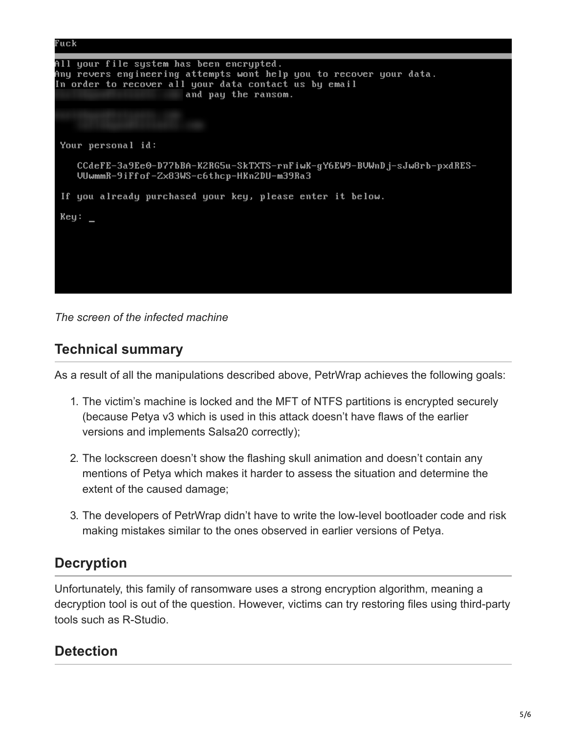```
Fuck

All your file system has been encrypted.
Any revers engineering attempts wont help you to recover your data.
In order to recover all your data contact us by email
                    and pay the ransom.

 Your personal id:

    CCdeFE-3a9Ee0-D77bBA-KZRG5u-SkTXTS-rnFiwK-gY6EW9-BVWnDj-sJw8rb-pxdRES-
    VUwmmR-9iFfof-Zx83WS-c6thcp-HKn2DU-m39Ra3

 If you already purchased your key, please enter it below.

 Key: _
```

*The screen of the infected machine*

## Technical summary

As a result of all the manipulations described above, PetrWrap achieves the following goals:

1. The victim's machine is locked and the MFT of NTFS partitions is encrypted securely (because Petya v3 which is used in this attack doesn't have flaws of the earlier versions and implements Salsa20 correctly);

2. The lockscreen doesn't show the flashing skull animation and doesn't contain any mentions of Petya which makes it harder to assess the situation and determine the extent of the caused damage;

3. The developers of PetrWrap didn't have to write the low-level bootloader code and risk making mistakes similar to the ones observed in earlier versions of Petya.

## Decryption

Unfortunately, this family of ransomware uses a strong encryption algorithm, meaning a decryption tool is out of the question. However, victims can try restoring files using third-party tools such as R-Studio.

## Detection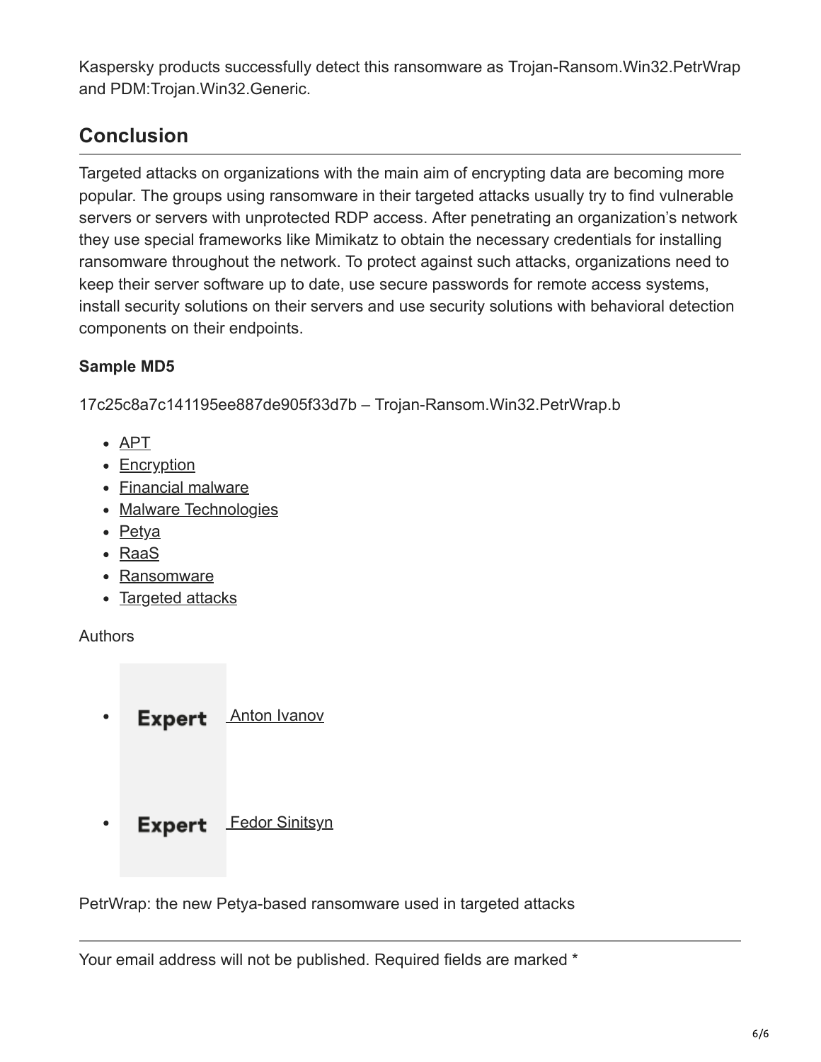Kaspersky products successfully detect this ransomware as Trojan-Ransom.Win32.PetrWrap and PDM:Trojan.Win32.Generic.

## Conclusion

Targeted attacks on organizations with the main aim of encrypting data are becoming more popular. The groups using ransomware in their targeted attacks usually try to find vulnerable servers or servers with unprotected RDP access. After penetrating an organization's network they use special frameworks like Mimikatz to obtain the necessary credentials for installing ransomware throughout the network. To protect against such attacks, organizations need to keep their server software up to date, use secure passwords for remote access systems, install security solutions on their servers and use security solutions with behavioral detection components on their endpoints.

**Sample MD5**

17c25c8a7c141195ee887de905f33d7b – Trojan-Ransom.Win32.PetrWrap.b

- APT
- Encryption
- Financial malware
- Malware Technologies
- Petya
- RaaS
- Ransomware
- Targeted attacks

Authors

- Expert Anton Ivanov
- Expert Fedor Sinitsyn

PetrWrap: the new Petya-based ransomware used in targeted attacks

Your email address will not be published. Required fields are marked *